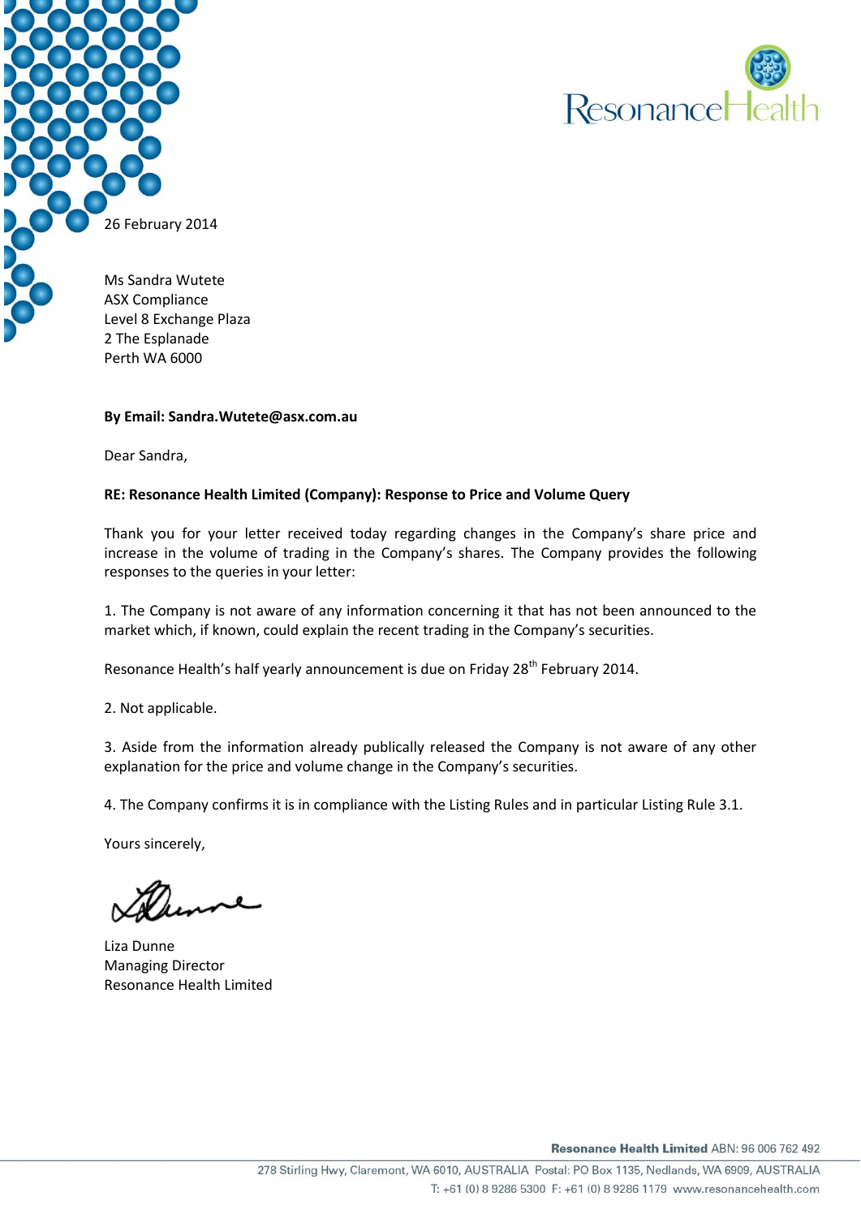26 February 2014

Ms Sandra Wutete
ASX Compliance
Level 8 Exchange Plaza
2 The Esplanade
Perth WA 6000

**By Email: Sandra.Wutete@asx.com.au**

Dear Sandra,

**RE: Resonance Health Limited (Company): Response to Price and Volume Query**

Thank you for your letter received today regarding changes in the Company's share price and increase in the volume of trading in the Company's shares. The Company provides the following responses to the queries in your letter:

1. The Company is not aware of any information concerning it that has not been announced to the market which, if known, could explain the recent trading in the Company's securities.

Resonance Health's half yearly announcement is due on Friday 28th February 2014.

2. Not applicable.

3. Aside from the information already publically released the Company is not aware of any other explanation for the price and volume change in the Company's securities.

4. The Company confirms it is in compliance with the Listing Rules and in particular Listing Rule 3.1.

Yours sincerely,

Liza Dunne
Managing Director
Resonance Health Limited

**Resonance Health Limited** ABN: 96 006 762 492
278 Stirling Hwy, Claremont, WA 6010, AUSTRALIA Postal: PO Box 1135, Nedlands, WA 6909, AUSTRALIA
T: +61 (0) 8 9286 5300 F: +61 (0) 8 9286 1179 www.resonancehealth.com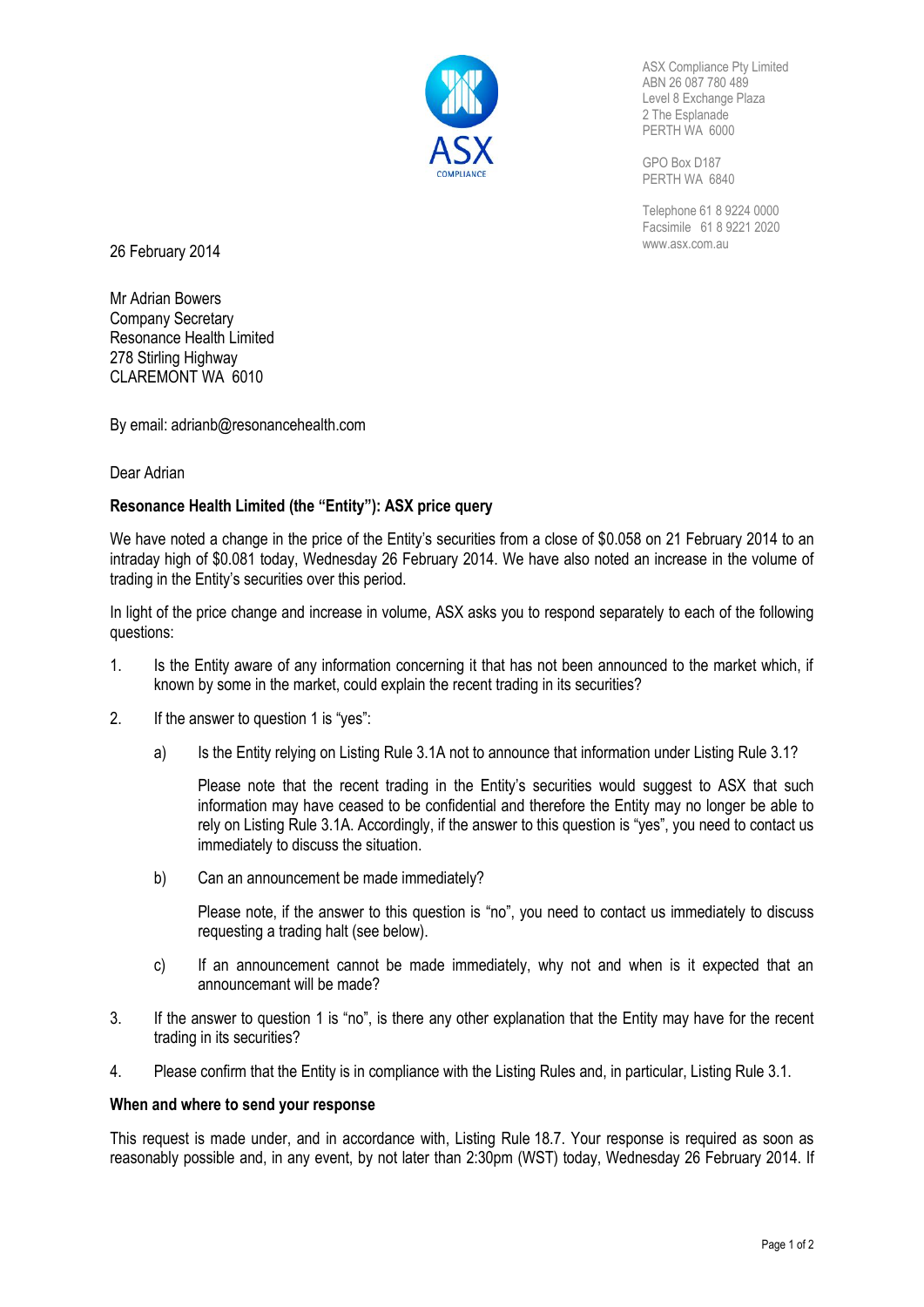ASX Compliance Pty Limited
ABN 26 087 780 489
Level 8 Exchange Plaza
2 The Esplanade
PERTH WA 6000

GPO Box D187
PERTH WA 6840

Telephone 61 8 9224 0000
Facsimile 61 8 9221 2020
www.asx.com.au

26 February 2014

Mr Adrian Bowers
Company Secretary
Resonance Health Limited
278 Stirling Highway
CLAREMONT WA 6010

By email: adrianb@resonancehealth.com

Dear Adrian

**Resonance Health Limited (the "Entity"): ASX price query**

We have noted a change in the price of the Entity's securities from a close of $0.058 on 21 February 2014 to an intraday high of $0.081 today, Wednesday 26 February 2014. We have also noted an increase in the volume of trading in the Entity's securities over this period.

In light of the price change and increase in volume, ASX asks you to respond separately to each of the following questions:

1. Is the Entity aware of any information concerning it that has not been announced to the market which, if known by some in the market, could explain the recent trading in its securities?

2. If the answer to question 1 is "yes":

   a) Is the Entity relying on Listing Rule 3.1A not to announce that information under Listing Rule 3.1?

      Please note that the recent trading in the Entity's securities would suggest to ASX that such information may have ceased to be confidential and therefore the Entity may no longer be able to rely on Listing Rule 3.1A. Accordingly, if the answer to this question is "yes", you need to contact us immediately to discuss the situation.

   b) Can an announcement be made immediately?

      Please note, if the answer to this question is "no", you need to contact us immediately to discuss requesting a trading halt (see below).

   c) If an announcement cannot be made immediately, why not and when is it expected that an announcemant will be made?

3. If the answer to question 1 is "no", is there any other explanation that the Entity may have for the recent trading in its securities?

4. Please confirm that the Entity is in compliance with the Listing Rules and, in particular, Listing Rule 3.1.

**When and where to send your response**

This request is made under, and in accordance with, Listing Rule 18.7. Your response is required as soon as reasonably possible and, in any event, by not later than 2:30pm (WST) today, Wednesday 26 February 2014. If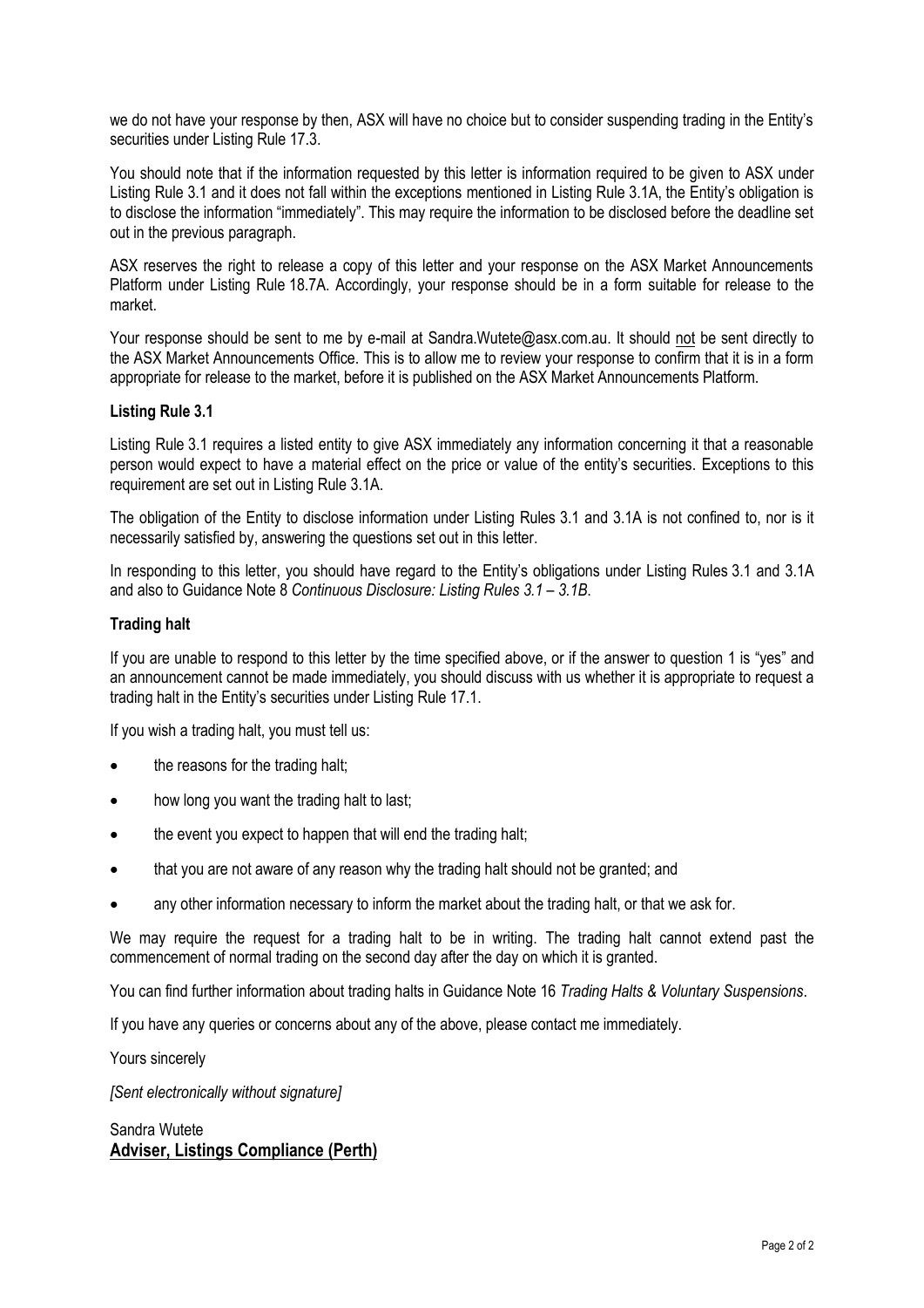we do not have your response by then, ASX will have no choice but to consider suspending trading in the Entity's securities under Listing Rule 17.3.

You should note that if the information requested by this letter is information required to be given to ASX under Listing Rule 3.1 and it does not fall within the exceptions mentioned in Listing Rule 3.1A, the Entity's obligation is to disclose the information "immediately". This may require the information to be disclosed before the deadline set out in the previous paragraph.

ASX reserves the right to release a copy of this letter and your response on the ASX Market Announcements Platform under Listing Rule 18.7A. Accordingly, your response should be in a form suitable for release to the market.

Your response should be sent to me by e-mail at Sandra.Wutete@asx.com.au. It should not be sent directly to the ASX Market Announcements Office. This is to allow me to review your response to confirm that it is in a form appropriate for release to the market, before it is published on the ASX Market Announcements Platform.

**Listing Rule 3.1**

Listing Rule 3.1 requires a listed entity to give ASX immediately any information concerning it that a reasonable person would expect to have a material effect on the price or value of the entity's securities. Exceptions to this requirement are set out in Listing Rule 3.1A.

The obligation of the Entity to disclose information under Listing Rules 3.1 and 3.1A is not confined to, nor is it necessarily satisfied by, answering the questions set out in this letter.

In responding to this letter, you should have regard to the Entity's obligations under Listing Rules 3.1 and 3.1A and also to Guidance Note 8 *Continuous Disclosure: Listing Rules 3.1 – 3.1B*.

**Trading halt**

If you are unable to respond to this letter by the time specified above, or if the answer to question 1 is "yes" and an announcement cannot be made immediately, you should discuss with us whether it is appropriate to request a trading halt in the Entity's securities under Listing Rule 17.1.

If you wish a trading halt, you must tell us:

- the reasons for the trading halt;
- how long you want the trading halt to last;
- the event you expect to happen that will end the trading halt;
- that you are not aware of any reason why the trading halt should not be granted; and
- any other information necessary to inform the market about the trading halt, or that we ask for.

We may require the request for a trading halt to be in writing. The trading halt cannot extend past the commencement of normal trading on the second day after the day on which it is granted.

You can find further information about trading halts in Guidance Note 16 *Trading Halts & Voluntary Suspensions*.

If you have any queries or concerns about any of the above, please contact me immediately.

Yours sincerely

*[Sent electronically without signature]*

Sandra Wutete
**Adviser, Listings Compliance (Perth)**